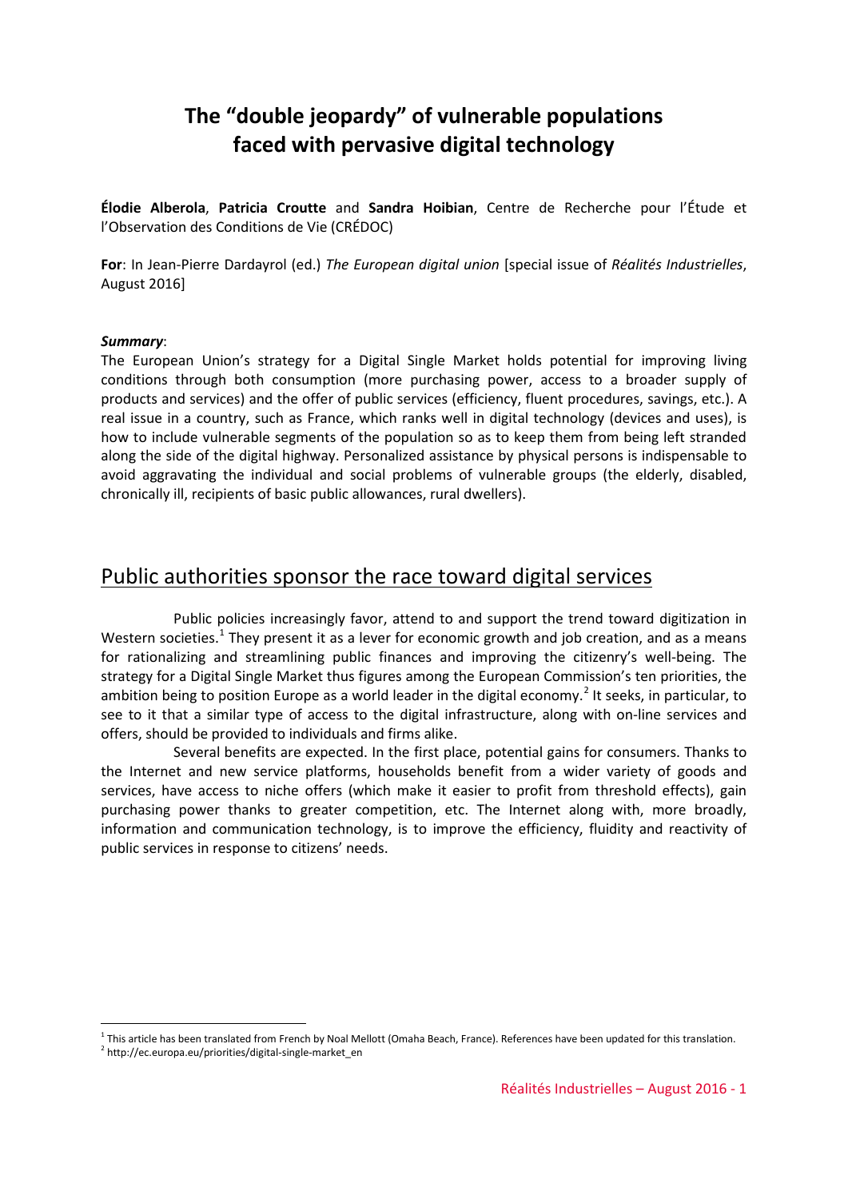# The "double jeopardy" of vulnerable populations faced with pervasive digital technology

**Élodie Alberola**, **Patricia Croutte** and **Sandra Hoibian**, Centre de Recherche pour l'Étude et l'Observation des Conditions de Vie (CRÉDOC)

**For**: In Jean-Pierre Dardayrol (ed.) *The European digital union* [special issue of *Réalités Industrielles*, August 2016]

***Summary***:

The European Union's strategy for a Digital Single Market holds potential for improving living conditions through both consumption (more purchasing power, access to a broader supply of products and services) and the offer of public services (efficiency, fluent procedures, savings, etc.). A real issue in a country, such as France, which ranks well in digital technology (devices and uses), is how to include vulnerable segments of the population so as to keep them from being left stranded along the side of the digital highway. Personalized assistance by physical persons is indispensable to avoid aggravating the individual and social problems of vulnerable groups (the elderly, disabled, chronically ill, recipients of basic public allowances, rural dwellers).

## Public authorities sponsor the race toward digital services

Public policies increasingly favor, attend to and support the trend toward digitization in Western societies.[1] They present it as a lever for economic growth and job creation, and as a means for rationalizing and streamlining public finances and improving the citizenry's well-being. The strategy for a Digital Single Market thus figures among the European Commission's ten priorities, the ambition being to position Europe as a world leader in the digital economy.[2] It seeks, in particular, to see to it that a similar type of access to the digital infrastructure, along with on-line services and offers, should be provided to individuals and firms alike.

Several benefits are expected. In the first place, potential gains for consumers. Thanks to the Internet and new service platforms, households benefit from a wider variety of goods and services, have access to niche offers (which make it easier to profit from threshold effects), gain purchasing power thanks to greater competition, etc. The Internet along with, more broadly, information and communication technology, is to improve the efficiency, fluidity and reactivity of public services in response to citizens' needs.

---

[1] This article has been translated from French by Noal Mellott (Omaha Beach, France). References have been updated for this translation.

[2] http://ec.europa.eu/priorities/digital-single-market_en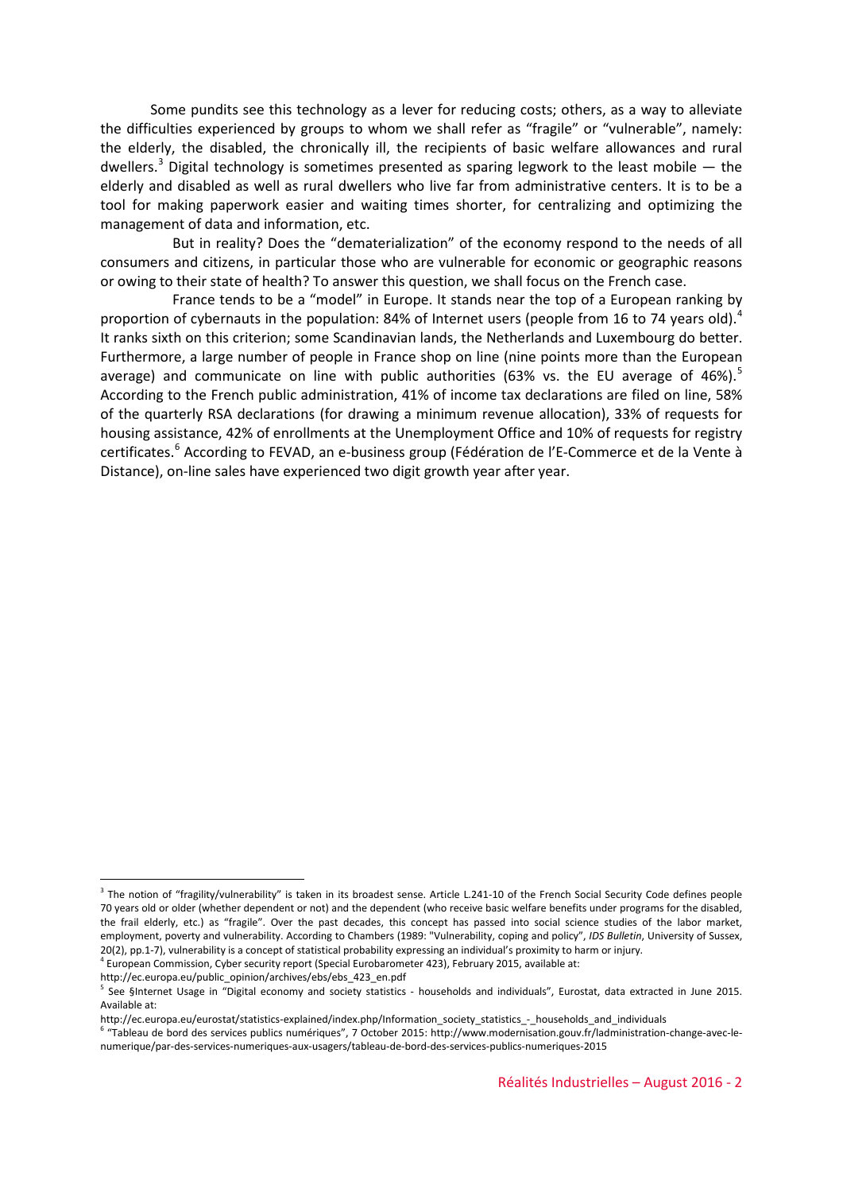Some pundits see this technology as a lever for reducing costs; others, as a way to alleviate the difficulties experienced by groups to whom we shall refer as "fragile" or "vulnerable", namely: the elderly, the disabled, the chronically ill, the recipients of basic welfare allowances and rural dwellers.[3] Digital technology is sometimes presented as sparing legwork to the least mobile — the elderly and disabled as well as rural dwellers who live far from administrative centers. It is to be a tool for making paperwork easier and waiting times shorter, for centralizing and optimizing the management of data and information, etc.

But in reality? Does the "dematerialization" of the economy respond to the needs of all consumers and citizens, in particular those who are vulnerable for economic or geographic reasons or owing to their state of health? To answer this question, we shall focus on the French case.

France tends to be a "model" in Europe. It stands near the top of a European ranking by proportion of cybernauts in the population: 84% of Internet users (people from 16 to 74 years old).[4] It ranks sixth on this criterion; some Scandinavian lands, the Netherlands and Luxembourg do better. Furthermore, a large number of people in France shop on line (nine points more than the European average) and communicate on line with public authorities (63% vs. the EU average of 46%).[5] According to the French public administration, 41% of income tax declarations are filed on line, 58% of the quarterly RSA declarations (for drawing a minimum revenue allocation), 33% of requests for housing assistance, 42% of enrollments at the Unemployment Office and 10% of requests for registry certificates.[6] According to FEVAD, an e-business group (Fédération de l'E-Commerce et de la Vente à Distance), on-line sales have experienced two digit growth year after year.

---

[3] The notion of "fragility/vulnerability" is taken in its broadest sense. Article L.241-10 of the French Social Security Code defines people 70 years old or older (whether dependent or not) and the dependent (who receive basic welfare benefits under programs for the disabled, the frail elderly, etc.) as "fragile". Over the past decades, this concept has passed into social science studies of the labor market, employment, poverty and vulnerability. According to Chambers (1989: "Vulnerability, coping and policy", *IDS Bulletin*, University of Sussex, 20(2), pp.1-7), vulnerability is a concept of statistical probability expressing an individual's proximity to harm or injury.

[4] European Commission, Cyber security report (Special Eurobarometer 423), February 2015, available at: http://ec.europa.eu/public_opinion/archives/ebs/ebs_423_en.pdf

[5] See §Internet Usage in "Digital economy and society statistics - households and individuals", Eurostat, data extracted in June 2015. Available at: http://ec.europa.eu/eurostat/statistics-explained/index.php/Information_society_statistics_-_households_and_individuals

[6] "Tableau de bord des services publics numériques", 7 October 2015: http://www.modernisation.gouv.fr/ladministration-change-avec-le-numerique/par-des-services-numeriques-aux-usagers/tableau-de-bord-des-services-publics-numeriques-2015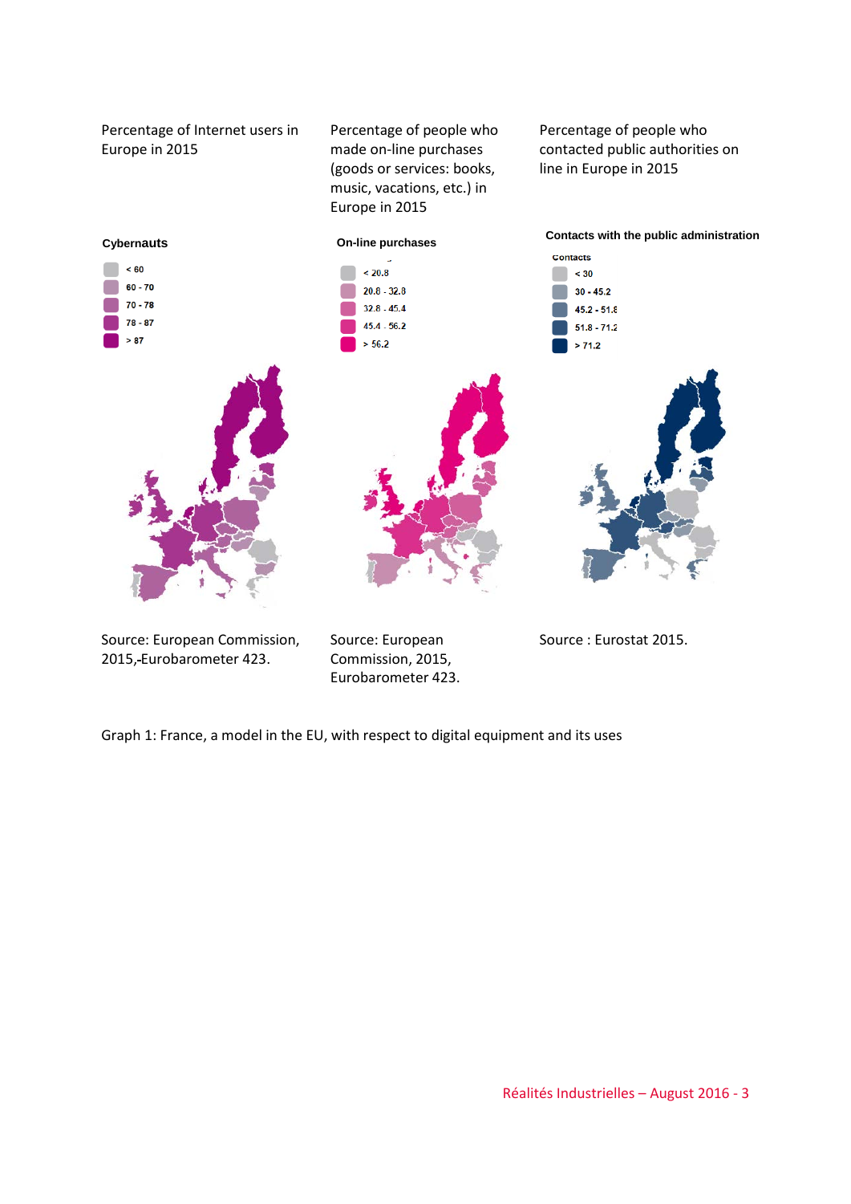Percentage of Internet users in Europe in 2015

Percentage of people who made on-line purchases (goods or services: books, music, vacations, etc.) in Europe in 2015

Percentage of people who contacted public authorities on line in Europe in 2015

**Cybernauts**

- < 60
- 60 - 70
- 70 - 78
- 78 - 87
- > 87

**On-line purchases**

- < 20.8
- 20.8 - 32.8
- 32.8 - 45.4
- 45.4 - 56.2
- > 56.2

**Contacts with the public administration**

Contacts

- < 30
- 30 - 45.2
- 45.2 - 51.8
- 51.8 - 71.2
- > 71.2

Source: European Commission, 2015, Eurobarometer 423.

Source: European Commission, 2015, Eurobarometer 423.

Source : Eurostat 2015.

Graph 1: France, a model in the EU, with respect to digital equipment and its uses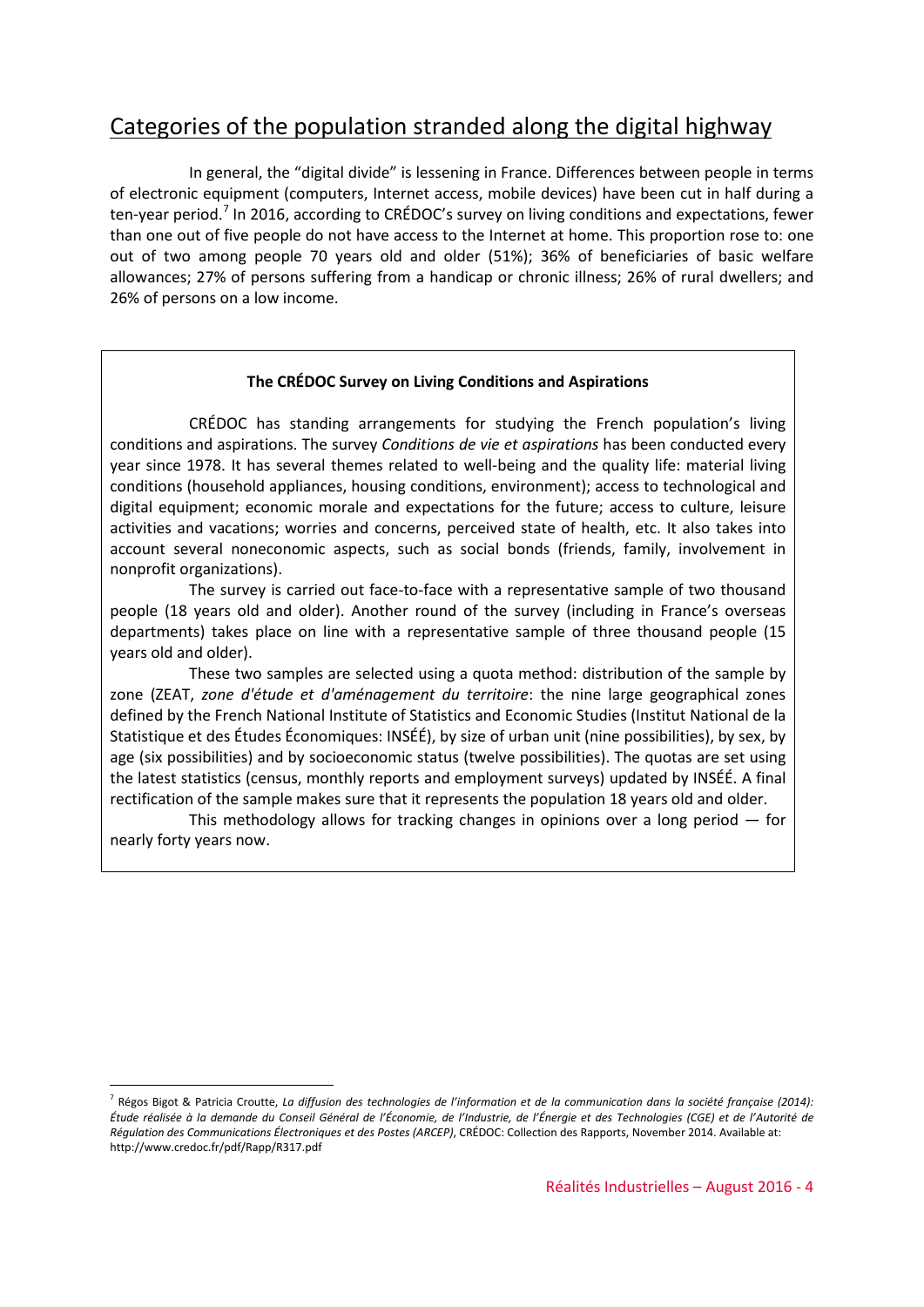## Categories of the population stranded along the digital highway

In general, the "digital divide" is lessening in France. Differences between people in terms of electronic equipment (computers, Internet access, mobile devices) have been cut in half during a ten-year period.[7] In 2016, according to CRÉDOC's survey on living conditions and expectations, fewer than one out of five people do not have access to the Internet at home. This proportion rose to: one out of two among people 70 years old and older (51%); 36% of beneficiaries of basic welfare allowances; 27% of persons suffering from a handicap or chronic illness; 26% of rural dwellers; and 26% of persons on a low income.

> **The CRÉDOC Survey on Living Conditions and Aspirations**
>
> CRÉDOC has standing arrangements for studying the French population's living conditions and aspirations. The survey *Conditions de vie et aspirations* has been conducted every year since 1978. It has several themes related to well-being and the quality life: material living conditions (household appliances, housing conditions, environment); access to technological and digital equipment; economic morale and expectations for the future; access to culture, leisure activities and vacations; worries and concerns, perceived state of health, etc. It also takes into account several noneconomic aspects, such as social bonds (friends, family, involvement in nonprofit organizations).
>
> The survey is carried out face-to-face with a representative sample of two thousand people (18 years old and older). Another round of the survey (including in France's overseas departments) takes place on line with a representative sample of three thousand people (15 years old and older).
>
> These two samples are selected using a quota method: distribution of the sample by zone (ZEAT, *zone d'étude et d'aménagement du territoire*: the nine large geographical zones defined by the French National Institute of Statistics and Economic Studies (Institut National de la Statistique et des Études Économiques: INSÉÉ), by size of urban unit (nine possibilities), by sex, by age (six possibilities) and by socioeconomic status (twelve possibilities). The quotas are set using the latest statistics (census, monthly reports and employment surveys) updated by INSÉÉ. A final rectification of the sample makes sure that it represents the population 18 years old and older.
>
> This methodology allows for tracking changes in opinions over a long period — for nearly forty years now.

---

[7] Régos Bigot & Patricia Croutte, *La diffusion des technologies de l'information et de la communication dans la société française (2014): Étude réalisée à la demande du Conseil Général de l'Économie, de l'Industrie, de l'Énergie et des Technologies (CGE) et de l'Autorité de Régulation des Communications Électroniques et des Postes (ARCEP)*, CRÉDOC: Collection des Rapports, November 2014. Available at: http://www.credoc.fr/pdf/Rapp/R317.pdf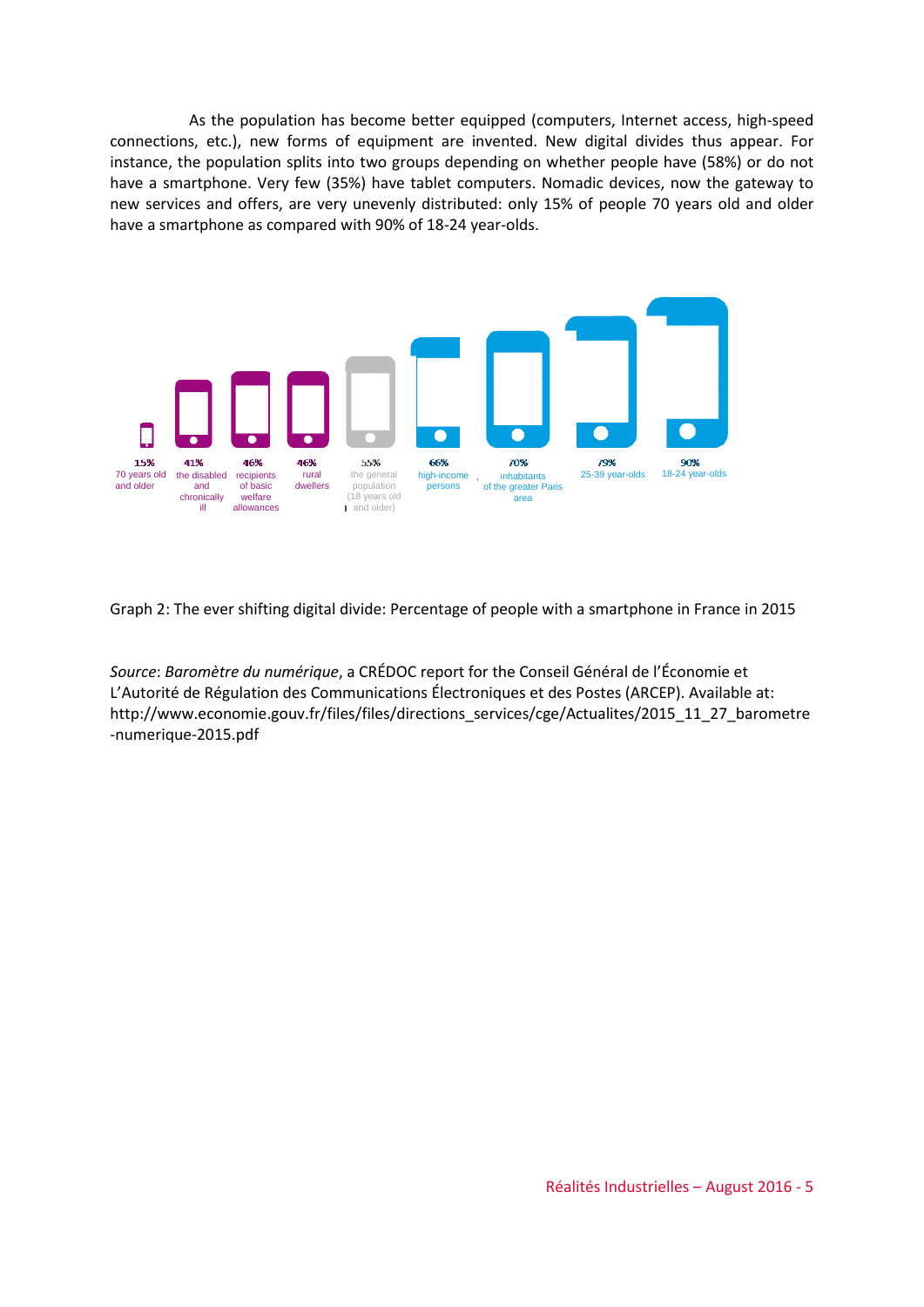As the population has become better equipped (computers, Internet access, high-speed connections, etc.), new forms of equipment are invented. New digital divides thus appear. For instance, the population splits into two groups depending on whether people have (58%) or do not have a smartphone. Very few (35%) have tablet computers. Nomadic devices, now the gateway to new services and offers, are very unevenly distributed: only 15% of people 70 years old and older have a smartphone as compared with 90% of 18-24 year-olds.

15% 70 years old and older

41% the disabled and chronically ill

46% recipients of basic welfare allowances

46% rural dwellers

55% the general population (18 years old and older)

66% high-income persons

70% inhabitants of the greater Paris area

79% 25-39 year-olds

90% 18-24 year-olds

Graph 2: The ever shifting digital divide: Percentage of people with a smartphone in France in 2015

*Source*: *Baromètre du numérique*, a CRÉDOC report for the Conseil Général de l'Économie et L'Autorité de Régulation des Communications Électroniques et des Postes (ARCEP). Available at: http://www.economie.gouv.fr/files/files/directions_services/cge/Actualites/2015_11_27_barometre-numerique-2015.pdf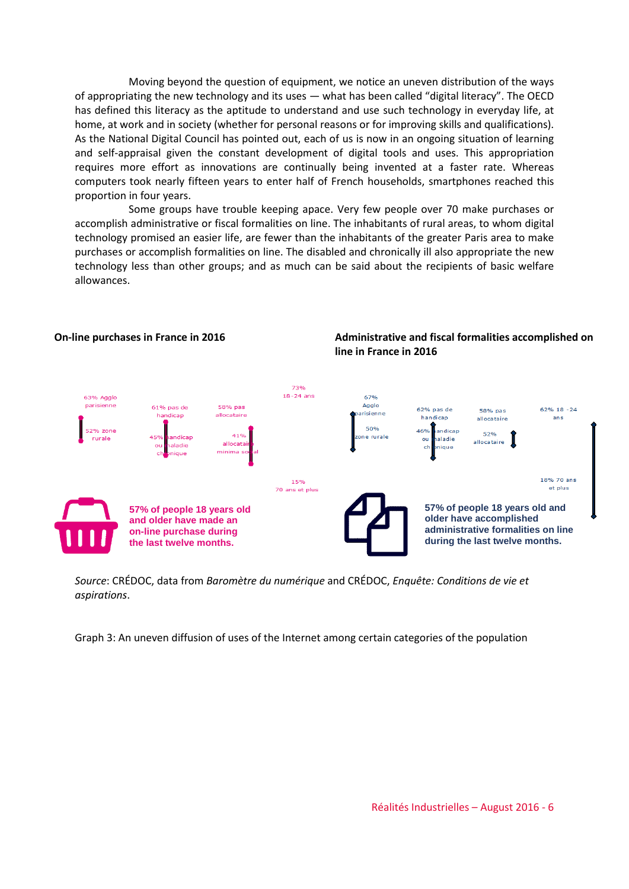Moving beyond the question of equipment, we notice an uneven distribution of the ways of appropriating the new technology and its uses — what has been called "digital literacy". The OECD has defined this literacy as the aptitude to understand and use such technology in everyday life, at home, at work and in society (whether for personal reasons or for improving skills and qualifications). As the National Digital Council has pointed out, each of us is now in an ongoing situation of learning and self-appraisal given the constant development of digital tools and uses. This appropriation requires more effort as innovations are continually being invented at a faster rate. Whereas computers took nearly fifteen years to enter half of French households, smartphones reached this proportion in four years.

Some groups have trouble keeping apace. Very few people over 70 make purchases or accomplish administrative or fiscal formalities on line. The inhabitants of rural areas, to whom digital technology promised an easier life, are fewer than the inhabitants of the greater Paris area to make purchases or accomplish formalities on line. The disabled and chronically ill also appropriate the new technology less than other groups; and as much can be said about the recipients of basic welfare allowances.

**On-line purchases in France in 2016**

63% Agglo parisienne
52% zone rurale

61% pas de handicap
45% handicap ou maladie chronique

58% pas allocataire
41% allocataire minima social

73% 18-24 ans
15% 70 ans et plus

**57% of people 18 years old and older have made an on-line purchase during the last twelve months.**

**Administrative and fiscal formalities accomplished on line in France in 2016**

67% Agglo parisienne
50% zone rurale

62% pas de handicap
46% handicap ou maladie chronique

58% pas allocataire
52% allocataire

62% 18 - 24 ans
18% 70 ans et plus

**57% of people 18 years old and older have accomplished administrative formalities on line during the last twelve months.**

*Source*: CRÉDOC, data from *Baromètre du numérique* and CRÉDOC, *Enquête: Conditions de vie et aspirations*.

Graph 3: An uneven diffusion of uses of the Internet among certain categories of the population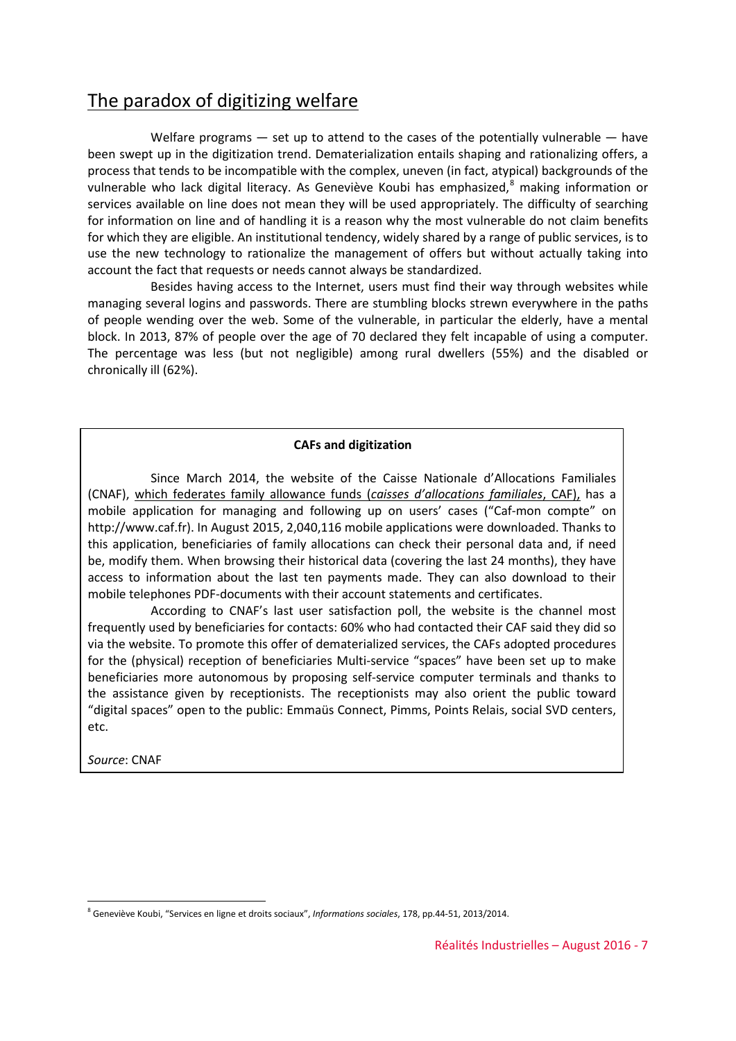## The paradox of digitizing welfare

Welfare programs — set up to attend to the cases of the potentially vulnerable — have been swept up in the digitization trend. Dematerialization entails shaping and rationalizing offers, a process that tends to be incompatible with the complex, uneven (in fact, atypical) backgrounds of the vulnerable who lack digital literacy. As Geneviève Koubi has emphasized,[8] making information or services available on line does not mean they will be used appropriately. The difficulty of searching for information on line and of handling it is a reason why the most vulnerable do not claim benefits for which they are eligible. An institutional tendency, widely shared by a range of public services, is to use the new technology to rationalize the management of offers but without actually taking into account the fact that requests or needs cannot always be standardized.

Besides having access to the Internet, users must find their way through websites while managing several logins and passwords. There are stumbling blocks strewn everywhere in the paths of people wending over the web. Some of the vulnerable, in particular the elderly, have a mental block. In 2013, 87% of people over the age of 70 declared they felt incapable of using a computer. The percentage was less (but not negligible) among rural dwellers (55%) and the disabled or chronically ill (62%).

**CAFs and digitization**

Since March 2014, the website of the Caisse Nationale d'Allocations Familiales (CNAF), which federates family allowance funds (*caisses d'allocations familiales*, CAF), has a mobile application for managing and following up on users' cases ("Caf-mon compte" on http://www.caf.fr). In August 2015, 2,040,116 mobile applications were downloaded. Thanks to this application, beneficiaries of family allocations can check their personal data and, if need be, modify them. When browsing their historical data (covering the last 24 months), they have access to information about the last ten payments made. They can also download to their mobile telephones PDF-documents with their account statements and certificates.

According to CNAF's last user satisfaction poll, the website is the channel most frequently used by beneficiaries for contacts: 60% who had contacted their CAF said they did so via the website. To promote this offer of dematerialized services, the CAFs adopted procedures for the (physical) reception of beneficiaries Multi-service "spaces" have been set up to make beneficiaries more autonomous by proposing self-service computer terminals and thanks to the assistance given by receptionists. The receptionists may also orient the public toward "digital spaces" open to the public: Emmaüs Connect, Pimms, Points Relais, social SVD centers, etc.

*Source*: CNAF

[8] Geneviève Koubi, "Services en ligne et droits sociaux", *Informations sociales*, 178, pp.44-51, 2013/2014.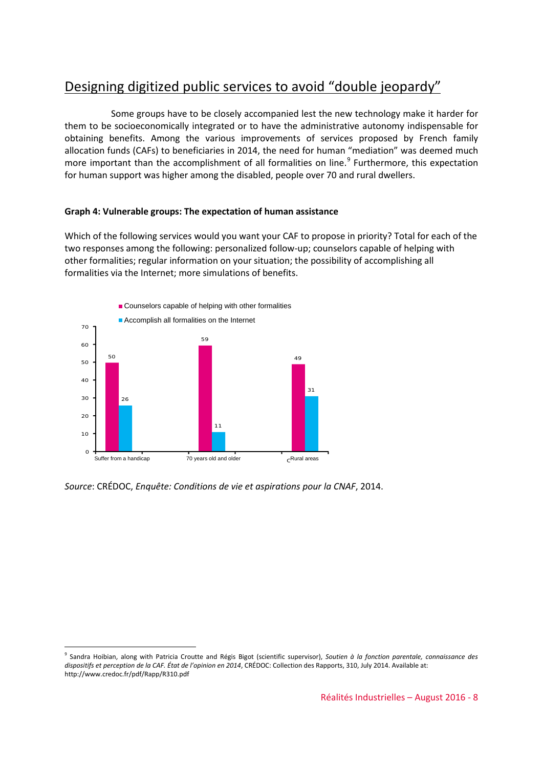## Designing digitized public services to avoid "double jeopardy"

Some groups have to be closely accompanied lest the new technology make it harder for them to be socioeconomically integrated or to have the administrative autonomy indispensable for obtaining benefits. Among the various improvements of services proposed by French family allocation funds (CAFs) to beneficiaries in 2014, the need for human "mediation" was deemed much more important than the accomplishment of all formalities on line.[9] Furthermore, this expectation for human support was higher among the disabled, people over 70 and rural dwellers.

**Graph 4: Vulnerable groups: The expectation of human assistance**

Which of the following services would you want your CAF to propose in priority? Total for each of the two responses among the following: personalized follow-up; counselors capable of helping with other formalities; regular information on your situation; the possibility of accomplishing all formalities via the Internet; more simulations of benefits.

| | Counselors capable of helping with other formalities | Accomplish all formalities on the Internet |
|---|---|---|
| Suffer from a handicap | 50 | 26 |
| 70 years old and older | 59 | 11 |
| Rural areas | 49 | 31 |

*Source*: CRÉDOC, *Enquête: Conditions de vie et aspirations pour la CNAF*, 2014.

---

[9] Sandra Hoibian, along with Patricia Croutte and Régis Bigot (scientific supervisor), *Soutien à la fonction parentale, connaissance des dispositifs et perception de la CAF. État de l'opinion en 2014*, CRÉDOC: Collection des Rapports, 310, July 2014. Available at: http://www.credoc.fr/pdf/Rapp/R310.pdf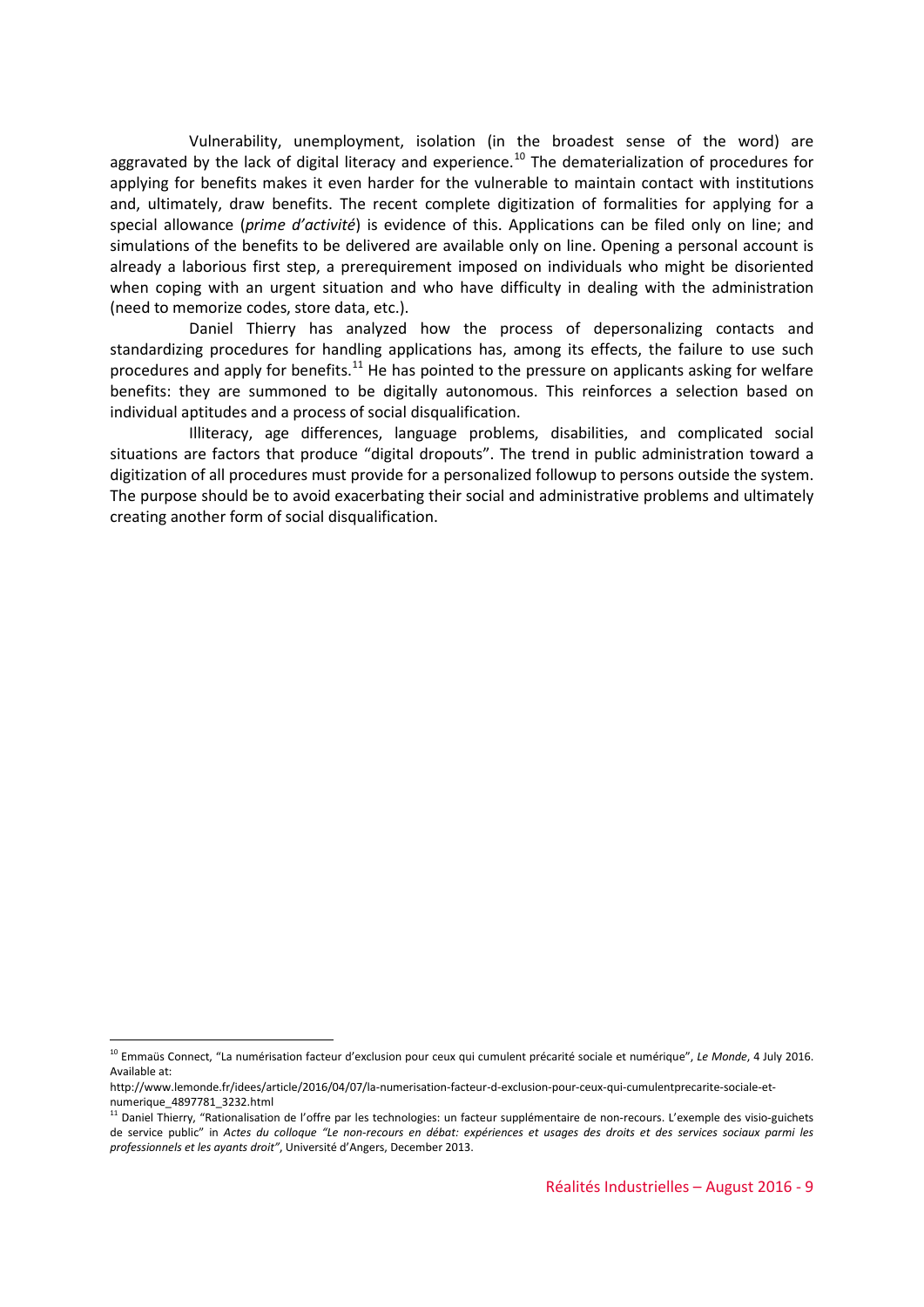Vulnerability, unemployment, isolation (in the broadest sense of the word) are aggravated by the lack of digital literacy and experience.[10] The dematerialization of procedures for applying for benefits makes it even harder for the vulnerable to maintain contact with institutions and, ultimately, draw benefits. The recent complete digitization of formalities for applying for a special allowance (*prime d'activité*) is evidence of this. Applications can be filed only on line; and simulations of the benefits to be delivered are available only on line. Opening a personal account is already a laborious first step, a prerequirement imposed on individuals who might be disoriented when coping with an urgent situation and who have difficulty in dealing with the administration (need to memorize codes, store data, etc.).

Daniel Thierry has analyzed how the process of depersonalizing contacts and standardizing procedures for handling applications has, among its effects, the failure to use such procedures and apply for benefits.[11] He has pointed to the pressure on applicants asking for welfare benefits: they are summoned to be digitally autonomous. This reinforces a selection based on individual aptitudes and a process of social disqualification.

Illiteracy, age differences, language problems, disabilities, and complicated social situations are factors that produce "digital dropouts". The trend in public administration toward a digitization of all procedures must provide for a personalized followup to persons outside the system. The purpose should be to avoid exacerbating their social and administrative problems and ultimately creating another form of social disqualification.

---

[10] Emmaüs Connect, "La numérisation facteur d'exclusion pour ceux qui cumulent précarité sociale et numérique", *Le Monde*, 4 July 2016. Available at: http://www.lemonde.fr/idees/article/2016/04/07/la-numerisation-facteur-d-exclusion-pour-ceux-qui-cumulentprecarite-sociale-et-numerique_4897781_3232.html

[11] Daniel Thierry, "Rationalisation de l'offre par les technologies: un facteur supplémentaire de non-recours. L'exemple des visio-guichets de service public" in *Actes du colloque "Le non-recours en débat: expériences et usages des droits et des services sociaux parmi les professionnels et les ayants droit"*, Université d'Angers, December 2013.